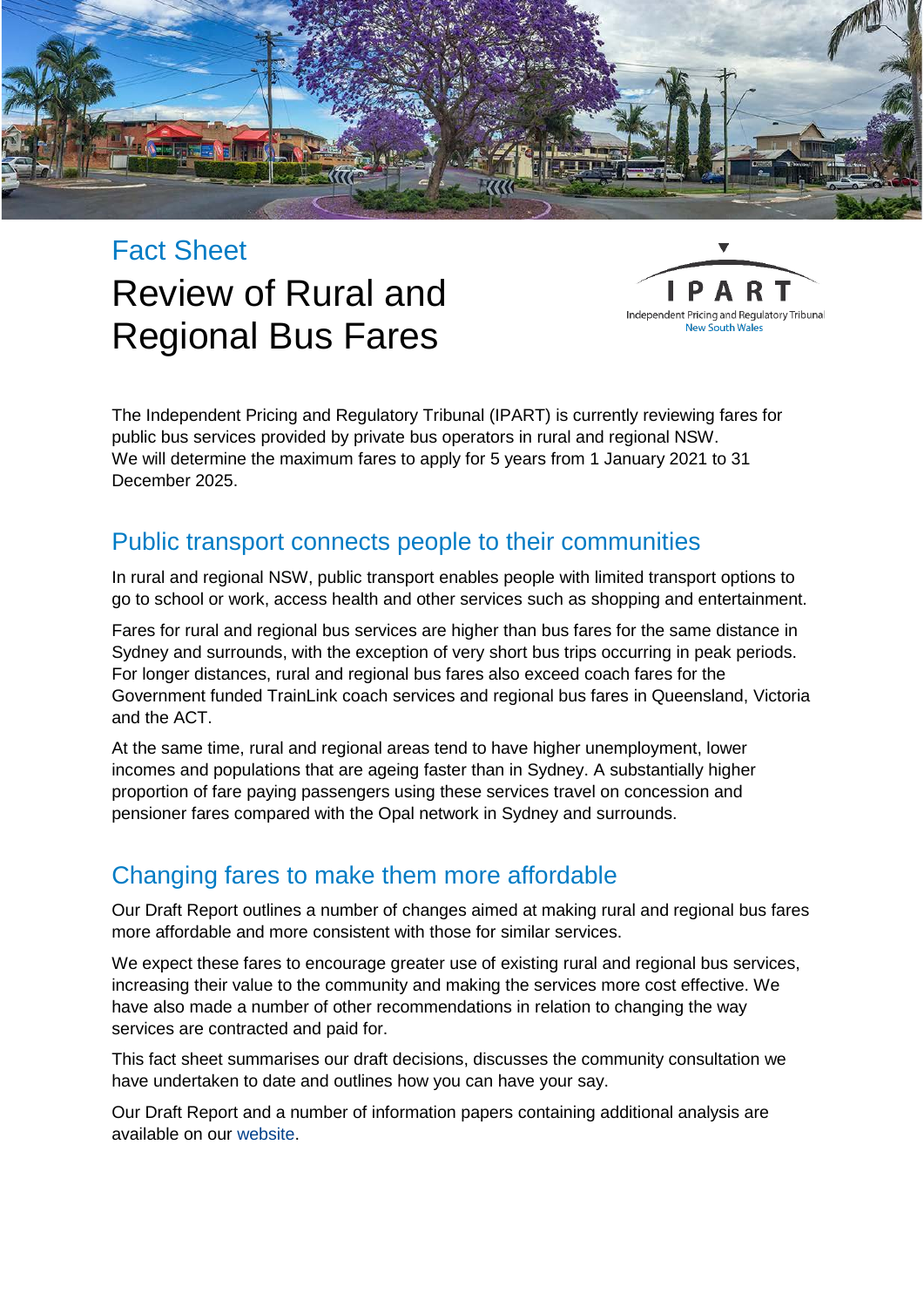Fact Sheet

# Review of Rural and Regional Bus Fares

IPART
Independent Pricing and Regulatory Tribunal
New South Wales

The Independent Pricing and Regulatory Tribunal (IPART) is currently reviewing fares for public bus services provided by private bus operators in rural and regional NSW. We will determine the maximum fares to apply for 5 years from 1 January 2021 to 31 December 2025.

## Public transport connects people to their communities

In rural and regional NSW, public transport enables people with limited transport options to go to school or work, access health and other services such as shopping and entertainment.

Fares for rural and regional bus services are higher than bus fares for the same distance in Sydney and surrounds, with the exception of very short bus trips occurring in peak periods. For longer distances, rural and regional bus fares also exceed coach fares for the Government funded TrainLink coach services and regional bus fares in Queensland, Victoria and the ACT.

At the same time, rural and regional areas tend to have higher unemployment, lower incomes and populations that are ageing faster than in Sydney. A substantially higher proportion of fare paying passengers using these services travel on concession and pensioner fares compared with the Opal network in Sydney and surrounds.

## Changing fares to make them more affordable

Our Draft Report outlines a number of changes aimed at making rural and regional bus fares more affordable and more consistent with those for similar services.

We expect these fares to encourage greater use of existing rural and regional bus services, increasing their value to the community and making the services more cost effective. We have also made a number of other recommendations in relation to changing the way services are contracted and paid for.

This fact sheet summarises our draft decisions, discusses the community consultation we have undertaken to date and outlines how you can have your say.

Our Draft Report and a number of information papers containing additional analysis are available on our website.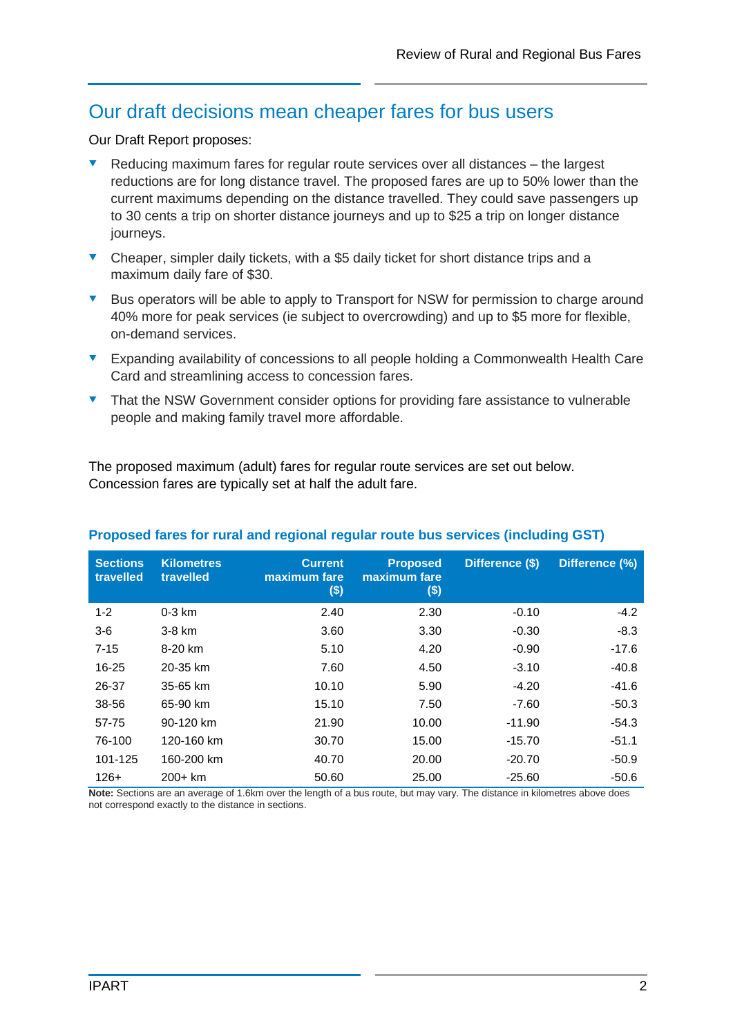## Our draft decisions mean cheaper fares for bus users

Our Draft Report proposes:

- Reducing maximum fares for regular route services over all distances – the largest reductions are for long distance travel. The proposed fares are up to 50% lower than the current maximums depending on the distance travelled. They could save passengers up to 30 cents a trip on shorter distance journeys and up to $25 a trip on longer distance journeys.
- Cheaper, simpler daily tickets, with a $5 daily ticket for short distance trips and a maximum daily fare of $30.
- Bus operators will be able to apply to Transport for NSW for permission to charge around 40% more for peak services (ie subject to overcrowding) and up to $5 more for flexible, on-demand services.
- Expanding availability of concessions to all people holding a Commonwealth Health Care Card and streamlining access to concession fares.
- That the NSW Government consider options for providing fare assistance to vulnerable people and making family travel more affordable.

The proposed maximum (adult) fares for regular route services are set out below. Concession fares are typically set at half the adult fare.

**Proposed fares for rural and regional regular route bus services (including GST)**

| Sections travelled | Kilometres travelled | Current maximum fare ($) | Proposed maximum fare ($) | Difference ($) | Difference (%) |
|---|---|---|---|---|---|
| 1-2 | 0-3 km | 2.40 | 2.30 | -0.10 | -4.2 |
| 3-6 | 3-8 km | 3.60 | 3.30 | -0.30 | -8.3 |
| 7-15 | 8-20 km | 5.10 | 4.20 | -0.90 | -17.6 |
| 16-25 | 20-35 km | 7.60 | 4.50 | -3.10 | -40.8 |
| 26-37 | 35-65 km | 10.10 | 5.90 | -4.20 | -41.6 |
| 38-56 | 65-90 km | 15.10 | 7.50 | -7.60 | -50.3 |
| 57-75 | 90-120 km | 21.90 | 10.00 | -11.90 | -54.3 |
| 76-100 | 120-160 km | 30.70 | 15.00 | -15.70 | -51.1 |
| 101-125 | 160-200 km | 40.70 | 20.00 | -20.70 | -50.9 |
| 126+ | 200+ km | 50.60 | 25.00 | -25.60 | -50.6 |

**Note:** Sections are an average of 1.6km over the length of a bus route, but may vary. The distance in kilometres above does not correspond exactly to the distance in sections.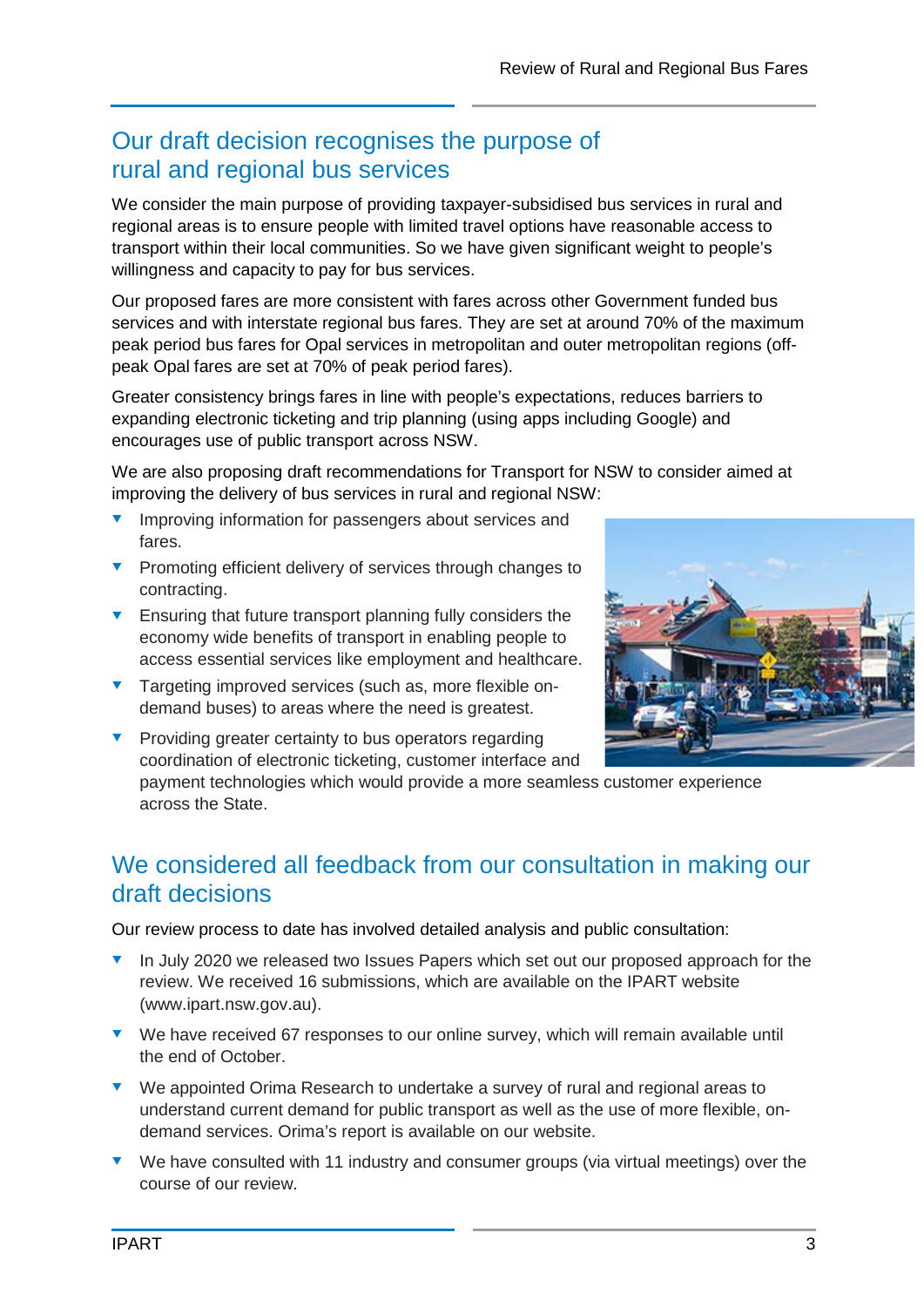## Our draft decision recognises the purpose of rural and regional bus services

We consider the main purpose of providing taxpayer-subsidised bus services in rural and regional areas is to ensure people with limited travel options have reasonable access to transport within their local communities. So we have given significant weight to people's willingness and capacity to pay for bus services.

Our proposed fares are more consistent with fares across other Government funded bus services and with interstate regional bus fares. They are set at around 70% of the maximum peak period bus fares for Opal services in metropolitan and outer metropolitan regions (off-peak Opal fares are set at 70% of peak period fares).

Greater consistency brings fares in line with people's expectations, reduces barriers to expanding electronic ticketing and trip planning (using apps including Google) and encourages use of public transport across NSW.

We are also proposing draft recommendations for Transport for NSW to consider aimed at improving the delivery of bus services in rural and regional NSW:

- Improving information for passengers about services and fares.
- Promoting efficient delivery of services through changes to contracting.
- Ensuring that future transport planning fully considers the economy wide benefits of transport in enabling people to access essential services like employment and healthcare.
- Targeting improved services (such as, more flexible on-demand buses) to areas where the need is greatest.
- Providing greater certainty to bus operators regarding coordination of electronic ticketing, customer interface and payment technologies which would provide a more seamless customer experience across the State.

## We considered all feedback from our consultation in making our draft decisions

Our review process to date has involved detailed analysis and public consultation:

- In July 2020 we released two Issues Papers which set out our proposed approach for the review. We received 16 submissions, which are available on the IPART website (www.ipart.nsw.gov.au).
- We have received 67 responses to our online survey, which will remain available until the end of October.
- We appointed Orima Research to undertake a survey of rural and regional areas to understand current demand for public transport as well as the use of more flexible, on-demand services. Orima's report is available on our website.
- We have consulted with 11 industry and consumer groups (via virtual meetings) over the course of our review.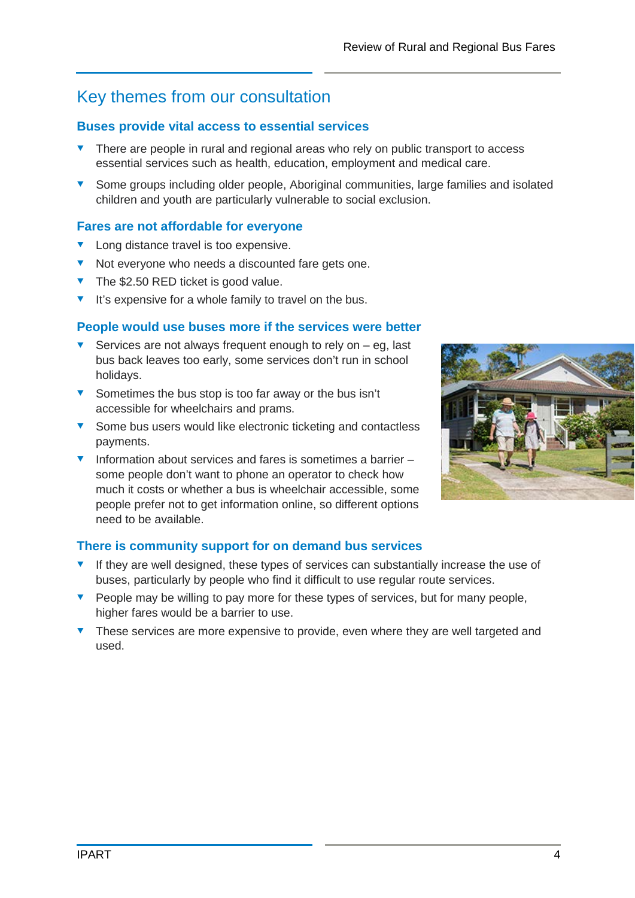## Key themes from our consultation

### Buses provide vital access to essential services

- There are people in rural and regional areas who rely on public transport to access essential services such as health, education, employment and medical care.
- Some groups including older people, Aboriginal communities, large families and isolated children and youth are particularly vulnerable to social exclusion.

### Fares are not affordable for everyone

- Long distance travel is too expensive.
- Not everyone who needs a discounted fare gets one.
- The $2.50 RED ticket is good value.
- It's expensive for a whole family to travel on the bus.

### People would use buses more if the services were better

- Services are not always frequent enough to rely on – eg, last bus back leaves too early, some services don't run in school holidays.
- Sometimes the bus stop is too far away or the bus isn't accessible for wheelchairs and prams.
- Some bus users would like electronic ticketing and contactless payments.
- Information about services and fares is sometimes a barrier – some people don't want to phone an operator to check how much it costs or whether a bus is wheelchair accessible, some people prefer not to get information online, so different options need to be available.

### There is community support for on demand bus services

- If they are well designed, these types of services can substantially increase the use of buses, particularly by people who find it difficult to use regular route services.
- People may be willing to pay more for these types of services, but for many people, higher fares would be a barrier to use.
- These services are more expensive to provide, even where they are well targeted and used.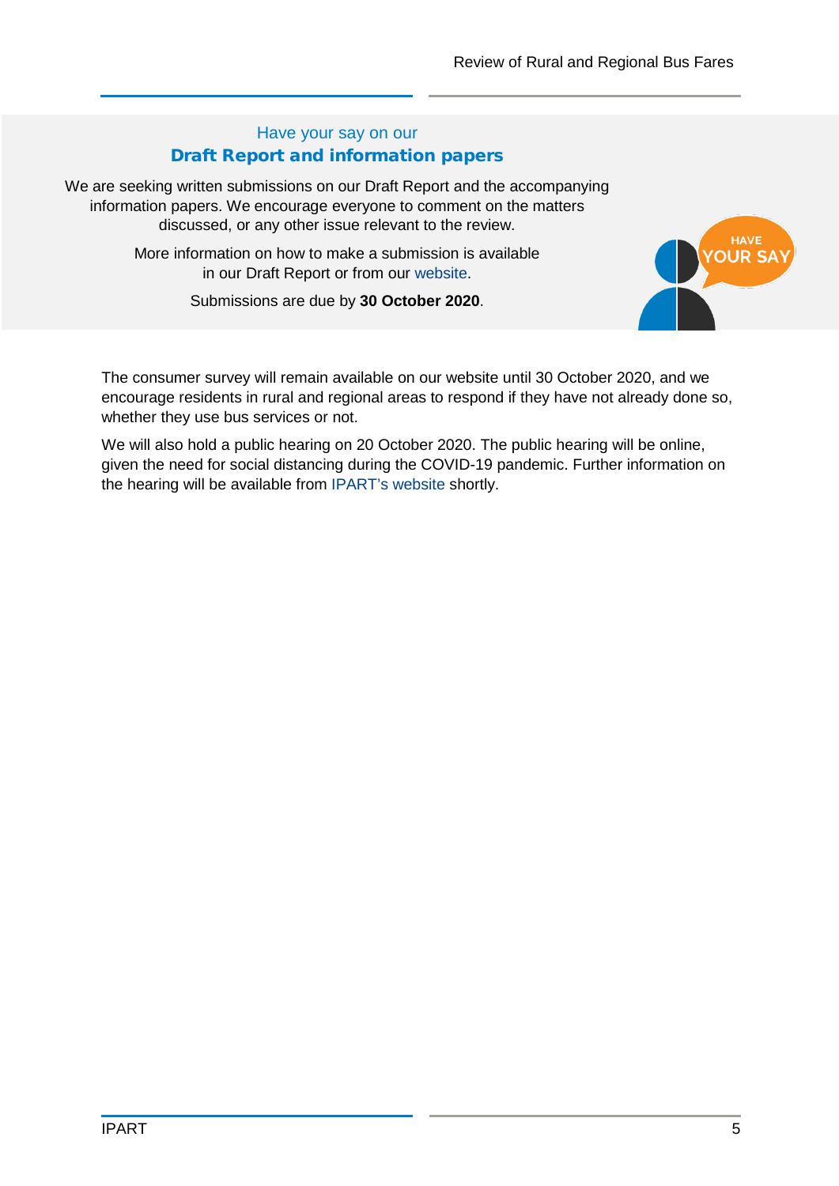## Have your say on our
## **Draft Report and information papers**

We are seeking written submissions on our Draft Report and the accompanying information papers. We encourage everyone to comment on the matters discussed, or any other issue relevant to the review.

More information on how to make a submission is available in our Draft Report or from our website.

Submissions are due by **30 October 2020**.

The consumer survey will remain available on our website until 30 October 2020, and we encourage residents in rural and regional areas to respond if they have not already done so, whether they use bus services or not.

We will also hold a public hearing on 20 October 2020. The public hearing will be online, given the need for social distancing during the COVID-19 pandemic. Further information on the hearing will be available from IPART's website shortly.